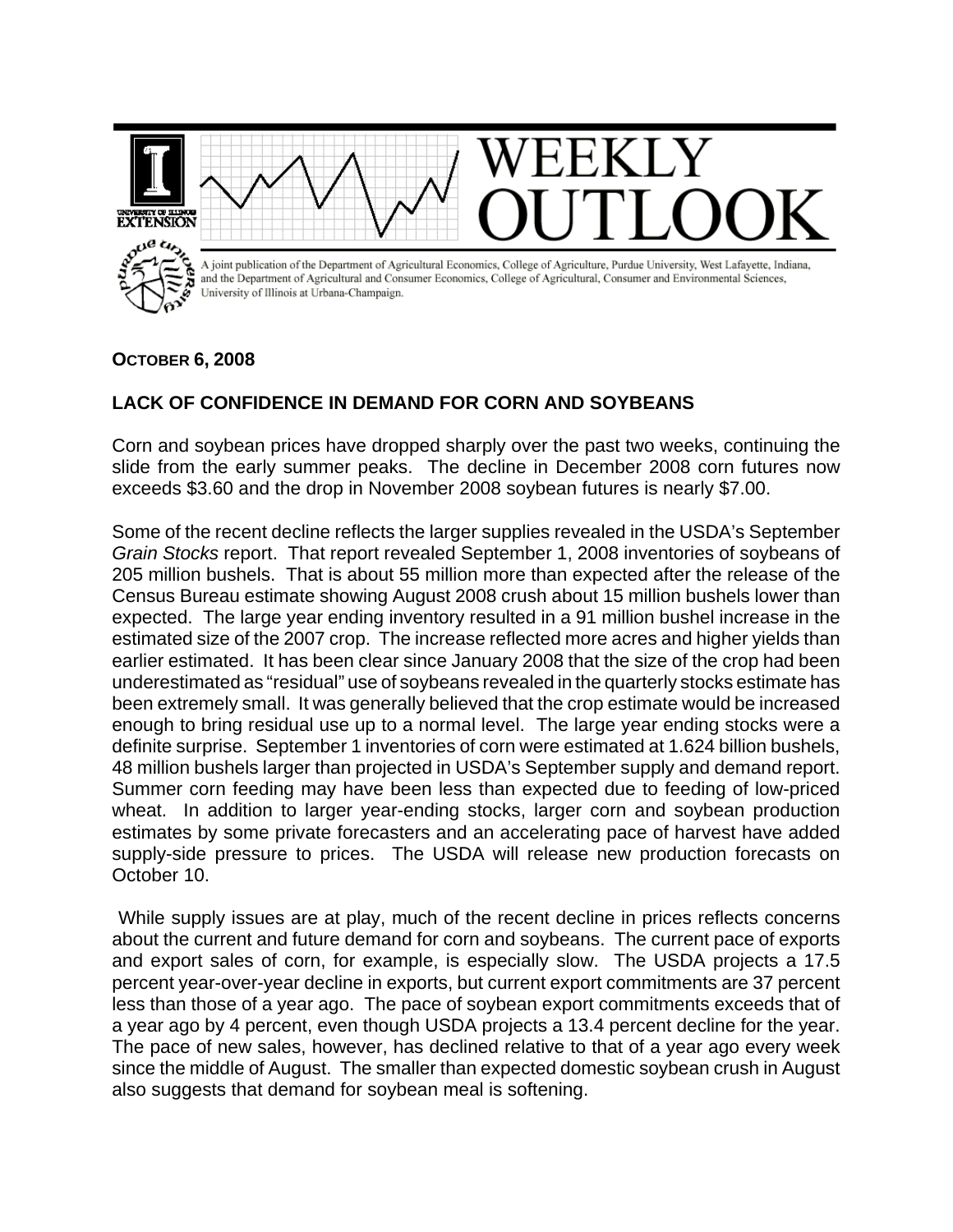# WEEKLY OUTLOOK

A joint publication of the Department of Agricultural Economics, College of Agriculture, Purdue University, West Lafayette, Indiana, and the Department of Agricultural and Consumer Economics, College of Agricultural, Consumer and Environmental Sciences, University of Illinois at Urbana-Champaign.

**OCTOBER 6, 2008**

## LACK OF CONFIDENCE IN DEMAND FOR CORN AND SOYBEANS

Corn and soybean prices have dropped sharply over the past two weeks, continuing the slide from the early summer peaks. The decline in December 2008 corn futures now exceeds $3.60 and the drop in November 2008 soybean futures is nearly $7.00.

Some of the recent decline reflects the larger supplies revealed in the USDA's September *Grain Stocks* report. That report revealed September 1, 2008 inventories of soybeans of 205 million bushels. That is about 55 million more than expected after the release of the Census Bureau estimate showing August 2008 crush about 15 million bushels lower than expected. The large year ending inventory resulted in a 91 million bushel increase in the estimated size of the 2007 crop. The increase reflected more acres and higher yields than earlier estimated. It has been clear since January 2008 that the size of the crop had been underestimated as "residual" use of soybeans revealed in the quarterly stocks estimate has been extremely small. It was generally believed that the crop estimate would be increased enough to bring residual use up to a normal level. The large year ending stocks were a definite surprise. September 1 inventories of corn were estimated at 1.624 billion bushels, 48 million bushels larger than projected in USDA's September supply and demand report. Summer corn feeding may have been less than expected due to feeding of low-priced wheat. In addition to larger year-ending stocks, larger corn and soybean production estimates by some private forecasters and an accelerating pace of harvest have added supply-side pressure to prices. The USDA will release new production forecasts on October 10.

While supply issues are at play, much of the recent decline in prices reflects concerns about the current and future demand for corn and soybeans. The current pace of exports and export sales of corn, for example, is especially slow. The USDA projects a 17.5 percent year-over-year decline in exports, but current export commitments are 37 percent less than those of a year ago. The pace of soybean export commitments exceeds that of a year ago by 4 percent, even though USDA projects a 13.4 percent decline for the year. The pace of new sales, however, has declined relative to that of a year ago every week since the middle of August. The smaller than expected domestic soybean crush in August also suggests that demand for soybean meal is softening.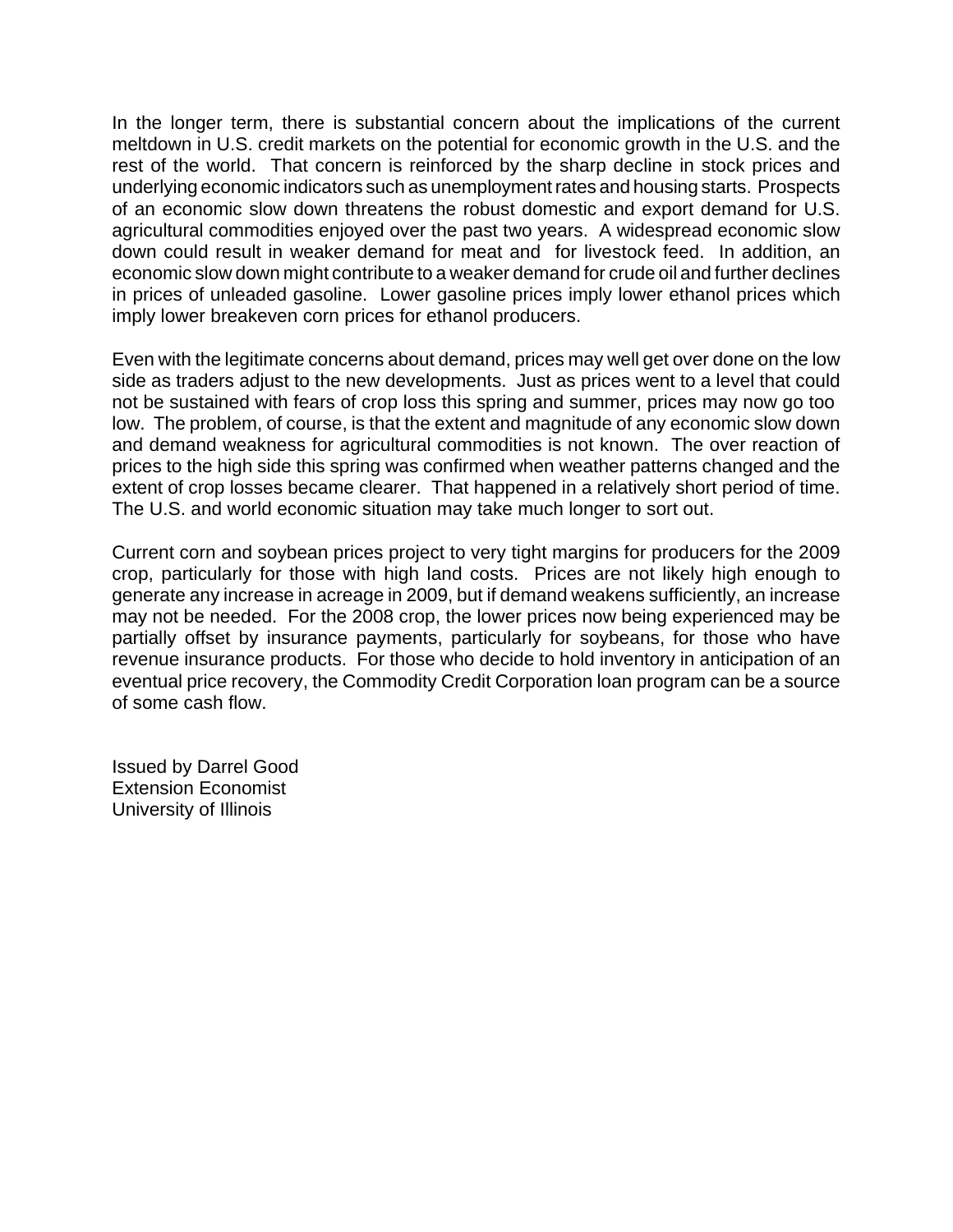In the longer term, there is substantial concern about the implications of the current meltdown in U.S. credit markets on the potential for economic growth in the U.S. and the rest of the world. That concern is reinforced by the sharp decline in stock prices and underlying economic indicators such as unemployment rates and housing starts. Prospects of an economic slow down threatens the robust domestic and export demand for U.S. agricultural commodities enjoyed over the past two years. A widespread economic slow down could result in weaker demand for meat and for livestock feed. In addition, an economic slow down might contribute to a weaker demand for crude oil and further declines in prices of unleaded gasoline. Lower gasoline prices imply lower ethanol prices which imply lower breakeven corn prices for ethanol producers.

Even with the legitimate concerns about demand, prices may well get over done on the low side as traders adjust to the new developments. Just as prices went to a level that could not be sustained with fears of crop loss this spring and summer, prices may now go too low. The problem, of course, is that the extent and magnitude of any economic slow down and demand weakness for agricultural commodities is not known. The over reaction of prices to the high side this spring was confirmed when weather patterns changed and the extent of crop losses became clearer. That happened in a relatively short period of time. The U.S. and world economic situation may take much longer to sort out.

Current corn and soybean prices project to very tight margins for producers for the 2009 crop, particularly for those with high land costs. Prices are not likely high enough to generate any increase in acreage in 2009, but if demand weakens sufficiently, an increase may not be needed. For the 2008 crop, the lower prices now being experienced may be partially offset by insurance payments, particularly for soybeans, for those who have revenue insurance products. For those who decide to hold inventory in anticipation of an eventual price recovery, the Commodity Credit Corporation loan program can be a source of some cash flow.

Issued by Darrel Good  
Extension Economist  
University of Illinois